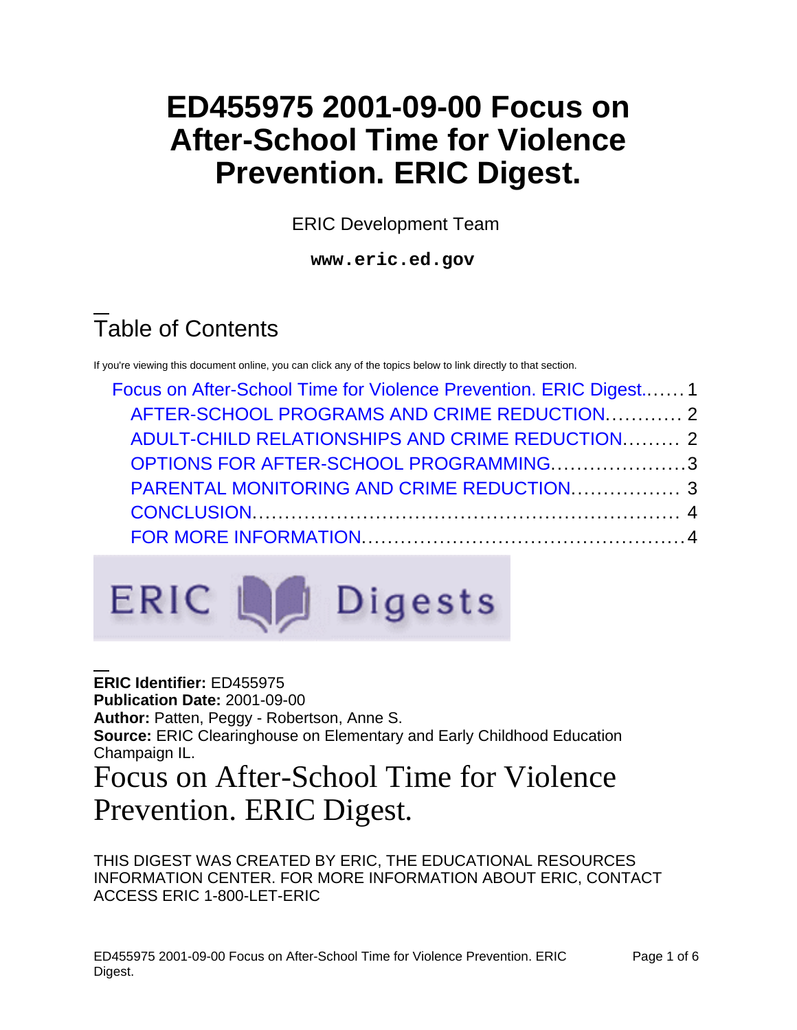# ED455975 2001-09-00 Focus on After-School Time for Violence Prevention. ERIC Digest.

ERIC Development Team

**www.eric.ed.gov**

## Table of Contents

If you're viewing this document online, you can click any of the topics below to link directly to that section.

- Focus on After-School Time for Violence Prevention. ERIC Digest....... 1
  - AFTER-SCHOOL PROGRAMS AND CRIME REDUCTION............ 2
  - ADULT-CHILD RELATIONSHIPS AND CRIME REDUCTION......... 2
  - OPTIONS FOR AFTER-SCHOOL PROGRAMMING..................... 3
  - PARENTAL MONITORING AND CRIME REDUCTION................. 3
  - CONCLUSION.................................................................. 4
  - FOR MORE INFORMATION................................................. 4

ERIC Digests

**ERIC Identifier:** ED455975
**Publication Date:** 2001-09-00
**Author:** Patten, Peggy - Robertson, Anne S.
**Source:** ERIC Clearinghouse on Elementary and Early Childhood Education Champaign IL.

# Focus on After-School Time for Violence Prevention. ERIC Digest.

THIS DIGEST WAS CREATED BY ERIC, THE EDUCATIONAL RESOURCES INFORMATION CENTER. FOR MORE INFORMATION ABOUT ERIC, CONTACT ACCESS ERIC 1-800-LET-ERIC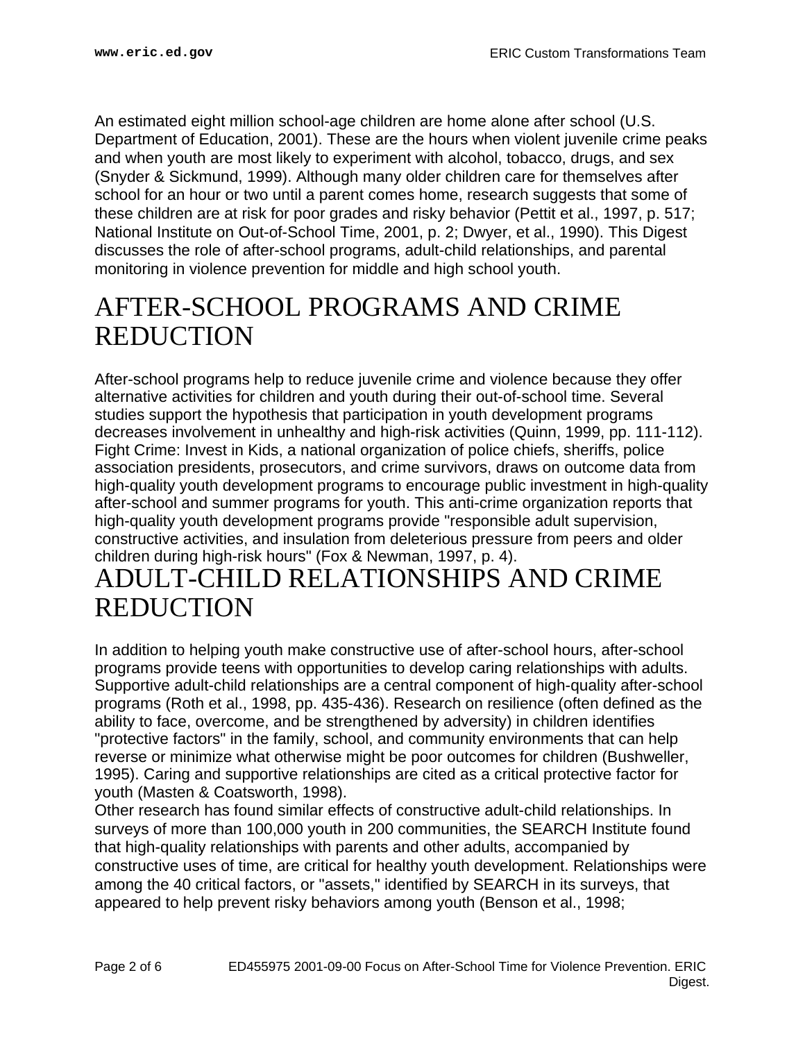An estimated eight million school-age children are home alone after school (U.S. Department of Education, 2001). These are the hours when violent juvenile crime peaks and when youth are most likely to experiment with alcohol, tobacco, drugs, and sex (Snyder & Sickmund, 1999). Although many older children care for themselves after school for an hour or two until a parent comes home, research suggests that some of these children are at risk for poor grades and risky behavior (Pettit et al., 1997, p. 517; National Institute on Out-of-School Time, 2001, p. 2; Dwyer, et al., 1990). This Digest discusses the role of after-school programs, adult-child relationships, and parental monitoring in violence prevention for middle and high school youth.

# AFTER-SCHOOL PROGRAMS AND CRIME REDUCTION

After-school programs help to reduce juvenile crime and violence because they offer alternative activities for children and youth during their out-of-school time. Several studies support the hypothesis that participation in youth development programs decreases involvement in unhealthy and high-risk activities (Quinn, 1999, pp. 111-112). Fight Crime: Invest in Kids, a national organization of police chiefs, sheriffs, police association presidents, prosecutors, and crime survivors, draws on outcome data from high-quality youth development programs to encourage public investment in high-quality after-school and summer programs for youth. This anti-crime organization reports that high-quality youth development programs provide "responsible adult supervision, constructive activities, and insulation from deleterious pressure from peers and older children during high-risk hours" (Fox & Newman, 1997, p. 4).

# ADULT-CHILD RELATIONSHIPS AND CRIME REDUCTION

In addition to helping youth make constructive use of after-school hours, after-school programs provide teens with opportunities to develop caring relationships with adults. Supportive adult-child relationships are a central component of high-quality after-school programs (Roth et al., 1998, pp. 435-436). Research on resilience (often defined as the ability to face, overcome, and be strengthened by adversity) in children identifies "protective factors" in the family, school, and community environments that can help reverse or minimize what otherwise might be poor outcomes for children (Bushweller, 1995). Caring and supportive relationships are cited as a critical protective factor for youth (Masten & Coatsworth, 1998).

Other research has found similar effects of constructive adult-child relationships. In surveys of more than 100,000 youth in 200 communities, the SEARCH Institute found that high-quality relationships with parents and other adults, accompanied by constructive uses of time, are critical for healthy youth development. Relationships were among the 40 critical factors, or "assets," identified by SEARCH in its surveys, that appeared to help prevent risky behaviors among youth (Benson et al., 1998;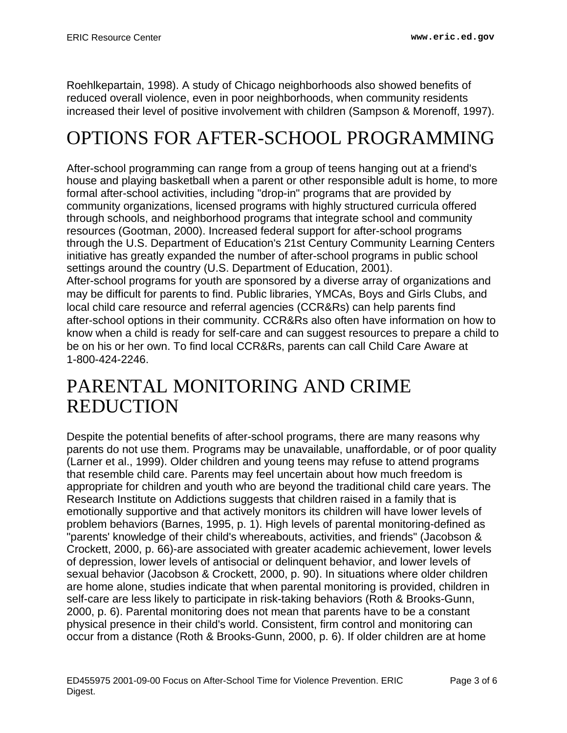Roehlkepartain, 1998). A study of Chicago neighborhoods also showed benefits of reduced overall violence, even in poor neighborhoods, when community residents increased their level of positive involvement with children (Sampson & Morenoff, 1997).

# OPTIONS FOR AFTER-SCHOOL PROGRAMMING

After-school programming can range from a group of teens hanging out at a friend's house and playing basketball when a parent or other responsible adult is home, to more formal after-school activities, including "drop-in" programs that are provided by community organizations, licensed programs with highly structured curricula offered through schools, and neighborhood programs that integrate school and community resources (Gootman, 2000). Increased federal support for after-school programs through the U.S. Department of Education's 21st Century Community Learning Centers initiative has greatly expanded the number of after-school programs in public school settings around the country (U.S. Department of Education, 2001).

After-school programs for youth are sponsored by a diverse array of organizations and may be difficult for parents to find. Public libraries, YMCAs, Boys and Girls Clubs, and local child care resource and referral agencies (CCR&Rs) can help parents find after-school options in their community. CCR&Rs also often have information on how to know when a child is ready for self-care and can suggest resources to prepare a child to be on his or her own. To find local CCR&Rs, parents can call Child Care Aware at 1-800-424-2246.

# PARENTAL MONITORING AND CRIME REDUCTION

Despite the potential benefits of after-school programs, there are many reasons why parents do not use them. Programs may be unavailable, unaffordable, or of poor quality (Larner et al., 1999). Older children and young teens may refuse to attend programs that resemble child care. Parents may feel uncertain about how much freedom is appropriate for children and youth who are beyond the traditional child care years. The Research Institute on Addictions suggests that children raised in a family that is emotionally supportive and that actively monitors its children will have lower levels of problem behaviors (Barnes, 1995, p. 1). High levels of parental monitoring-defined as "parents' knowledge of their child's whereabouts, activities, and friends" (Jacobson & Crockett, 2000, p. 66)-are associated with greater academic achievement, lower levels of depression, lower levels of antisocial or delinquent behavior, and lower levels of sexual behavior (Jacobson & Crockett, 2000, p. 90). In situations where older children are home alone, studies indicate that when parental monitoring is provided, children in self-care are less likely to participate in risk-taking behaviors (Roth & Brooks-Gunn, 2000, p. 6). Parental monitoring does not mean that parents have to be a constant physical presence in their child's world. Consistent, firm control and monitoring can occur from a distance (Roth & Brooks-Gunn, 2000, p. 6). If older children are at home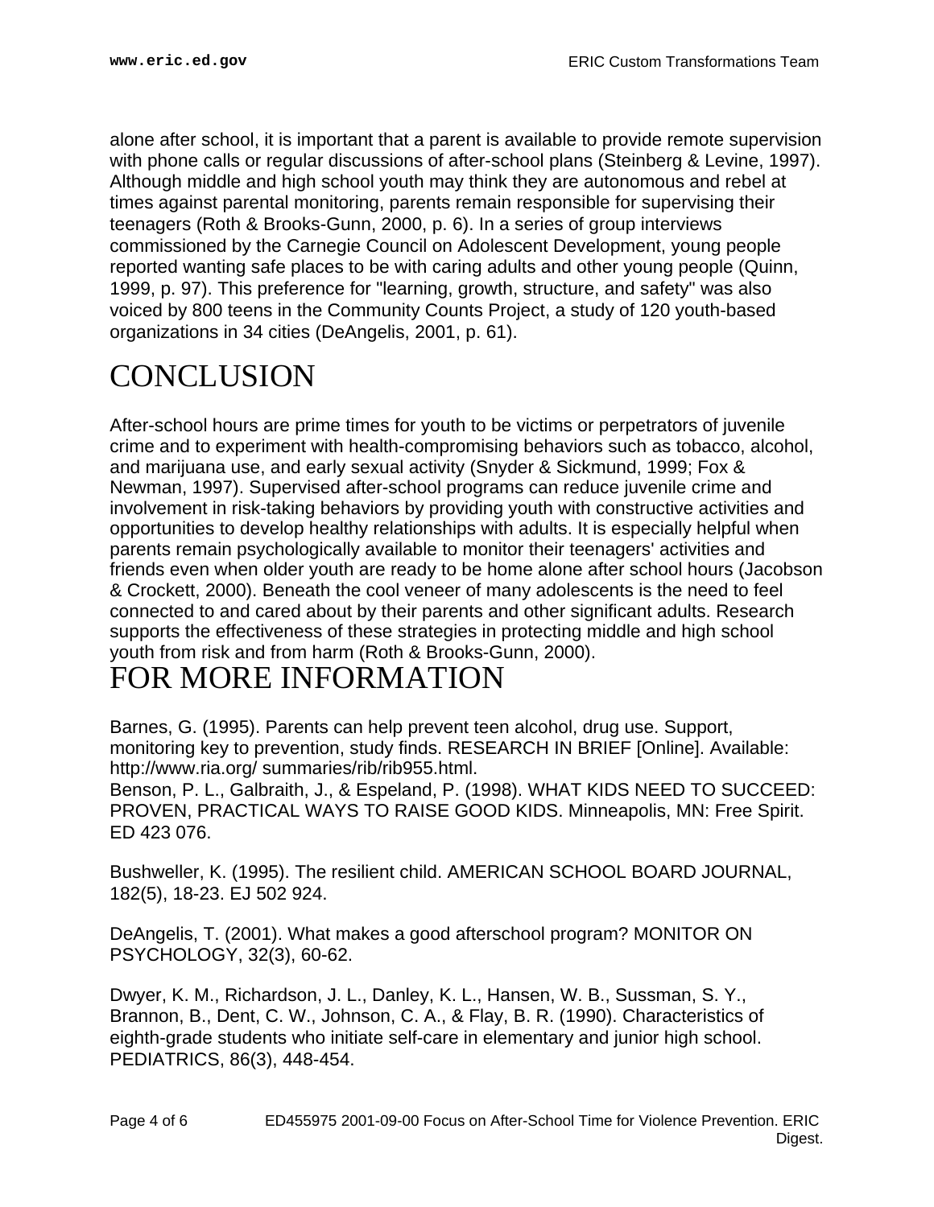alone after school, it is important that a parent is available to provide remote supervision with phone calls or regular discussions of after-school plans (Steinberg & Levine, 1997). Although middle and high school youth may think they are autonomous and rebel at times against parental monitoring, parents remain responsible for supervising their teenagers (Roth & Brooks-Gunn, 2000, p. 6). In a series of group interviews commissioned by the Carnegie Council on Adolescent Development, young people reported wanting safe places to be with caring adults and other young people (Quinn, 1999, p. 97). This preference for "learning, growth, structure, and safety" was also voiced by 800 teens in the Community Counts Project, a study of 120 youth-based organizations in 34 cities (DeAngelis, 2001, p. 61).

# CONCLUSION

After-school hours are prime times for youth to be victims or perpetrators of juvenile crime and to experiment with health-compromising behaviors such as tobacco, alcohol, and marijuana use, and early sexual activity (Snyder & Sickmund, 1999; Fox & Newman, 1997). Supervised after-school programs can reduce juvenile crime and involvement in risk-taking behaviors by providing youth with constructive activities and opportunities to develop healthy relationships with adults. It is especially helpful when parents remain psychologically available to monitor their teenagers' activities and friends even when older youth are ready to be home alone after school hours (Jacobson & Crockett, 2000). Beneath the cool veneer of many adolescents is the need to feel connected to and cared about by their parents and other significant adults. Research supports the effectiveness of these strategies in protecting middle and high school youth from risk and from harm (Roth & Brooks-Gunn, 2000).

# FOR MORE INFORMATION

Barnes, G. (1995). Parents can help prevent teen alcohol, drug use. Support, monitoring key to prevention, study finds. RESEARCH IN BRIEF [Online]. Available: http://www.ria.org/ summaries/rib/rib955.html.
Benson, P. L., Galbraith, J., & Espeland, P. (1998). WHAT KIDS NEED TO SUCCEED: PROVEN, PRACTICAL WAYS TO RAISE GOOD KIDS. Minneapolis, MN: Free Spirit. ED 423 076.

Bushweller, K. (1995). The resilient child. AMERICAN SCHOOL BOARD JOURNAL, 182(5), 18-23. EJ 502 924.

DeAngelis, T. (2001). What makes a good afterschool program? MONITOR ON PSYCHOLOGY, 32(3), 60-62.

Dwyer, K. M., Richardson, J. L., Danley, K. L., Hansen, W. B., Sussman, S. Y., Brannon, B., Dent, C. W., Johnson, C. A., & Flay, B. R. (1990). Characteristics of eighth-grade students who initiate self-care in elementary and junior high school. PEDIATRICS, 86(3), 448-454.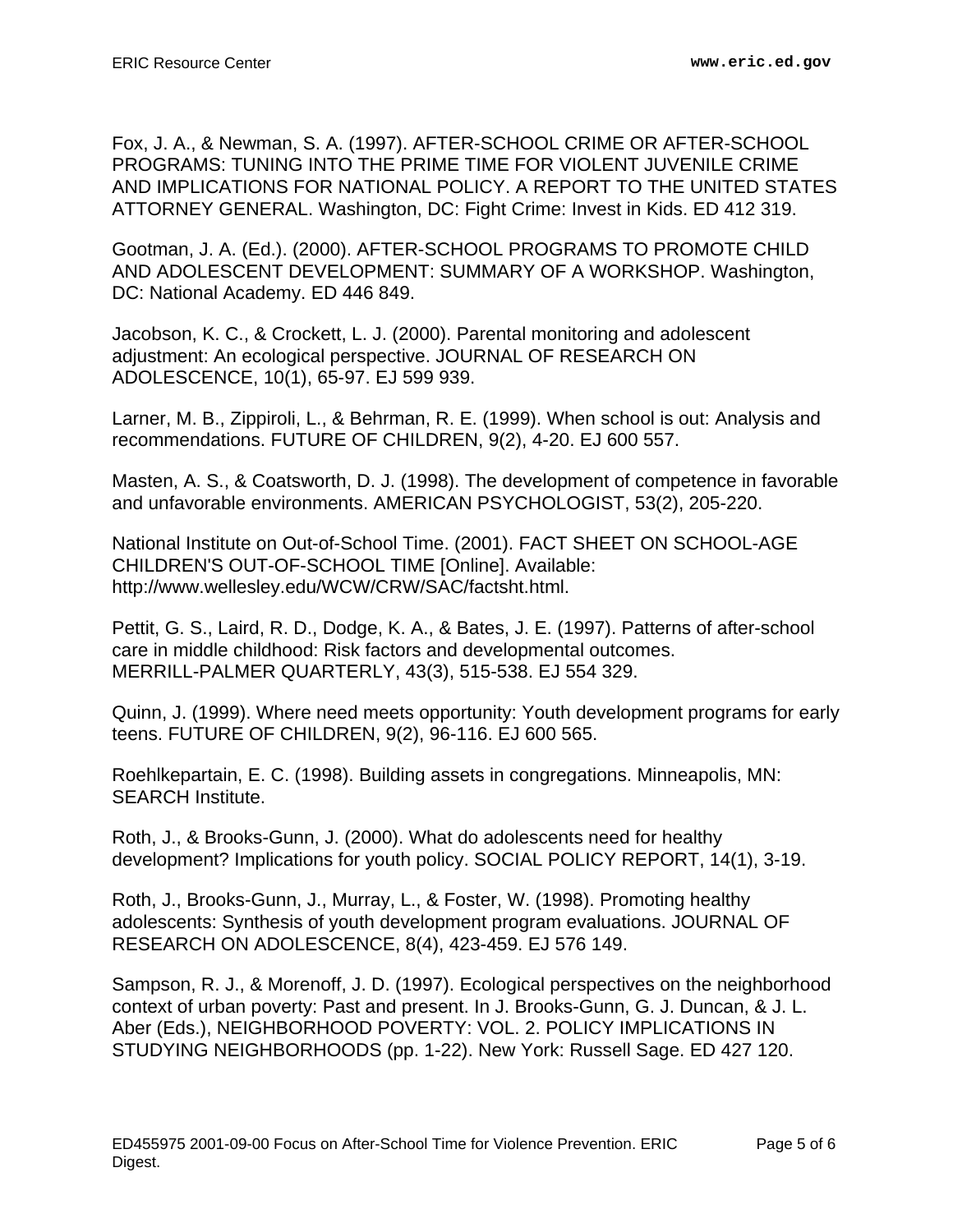Fox, J. A., & Newman, S. A. (1997). AFTER-SCHOOL CRIME OR AFTER-SCHOOL PROGRAMS: TUNING INTO THE PRIME TIME FOR VIOLENT JUVENILE CRIME AND IMPLICATIONS FOR NATIONAL POLICY. A REPORT TO THE UNITED STATES ATTORNEY GENERAL. Washington, DC: Fight Crime: Invest in Kids. ED 412 319.

Gootman, J. A. (Ed.). (2000). AFTER-SCHOOL PROGRAMS TO PROMOTE CHILD AND ADOLESCENT DEVELOPMENT: SUMMARY OF A WORKSHOP. Washington, DC: National Academy. ED 446 849.

Jacobson, K. C., & Crockett, L. J. (2000). Parental monitoring and adolescent adjustment: An ecological perspective. JOURNAL OF RESEARCH ON ADOLESCENCE, 10(1), 65-97. EJ 599 939.

Larner, M. B., Zippiroli, L., & Behrman, R. E. (1999). When school is out: Analysis and recommendations. FUTURE OF CHILDREN, 9(2), 4-20. EJ 600 557.

Masten, A. S., & Coatsworth, D. J. (1998). The development of competence in favorable and unfavorable environments. AMERICAN PSYCHOLOGIST, 53(2), 205-220.

National Institute on Out-of-School Time. (2001). FACT SHEET ON SCHOOL-AGE CHILDREN'S OUT-OF-SCHOOL TIME [Online]. Available: http://www.wellesley.edu/WCW/CRW/SAC/factsht.html.

Pettit, G. S., Laird, R. D., Dodge, K. A., & Bates, J. E. (1997). Patterns of after-school care in middle childhood: Risk factors and developmental outcomes. MERRILL-PALMER QUARTERLY, 43(3), 515-538. EJ 554 329.

Quinn, J. (1999). Where need meets opportunity: Youth development programs for early teens. FUTURE OF CHILDREN, 9(2), 96-116. EJ 600 565.

Roehlkepartain, E. C. (1998). Building assets in congregations. Minneapolis, MN: SEARCH Institute.

Roth, J., & Brooks-Gunn, J. (2000). What do adolescents need for healthy development? Implications for youth policy. SOCIAL POLICY REPORT, 14(1), 3-19.

Roth, J., Brooks-Gunn, J., Murray, L., & Foster, W. (1998). Promoting healthy adolescents: Synthesis of youth development program evaluations. JOURNAL OF RESEARCH ON ADOLESCENCE, 8(4), 423-459. EJ 576 149.

Sampson, R. J., & Morenoff, J. D. (1997). Ecological perspectives on the neighborhood context of urban poverty: Past and present. In J. Brooks-Gunn, G. J. Duncan, & J. L. Aber (Eds.), NEIGHBORHOOD POVERTY: VOL. 2. POLICY IMPLICATIONS IN STUDYING NEIGHBORHOODS (pp. 1-22). New York: Russell Sage. ED 427 120.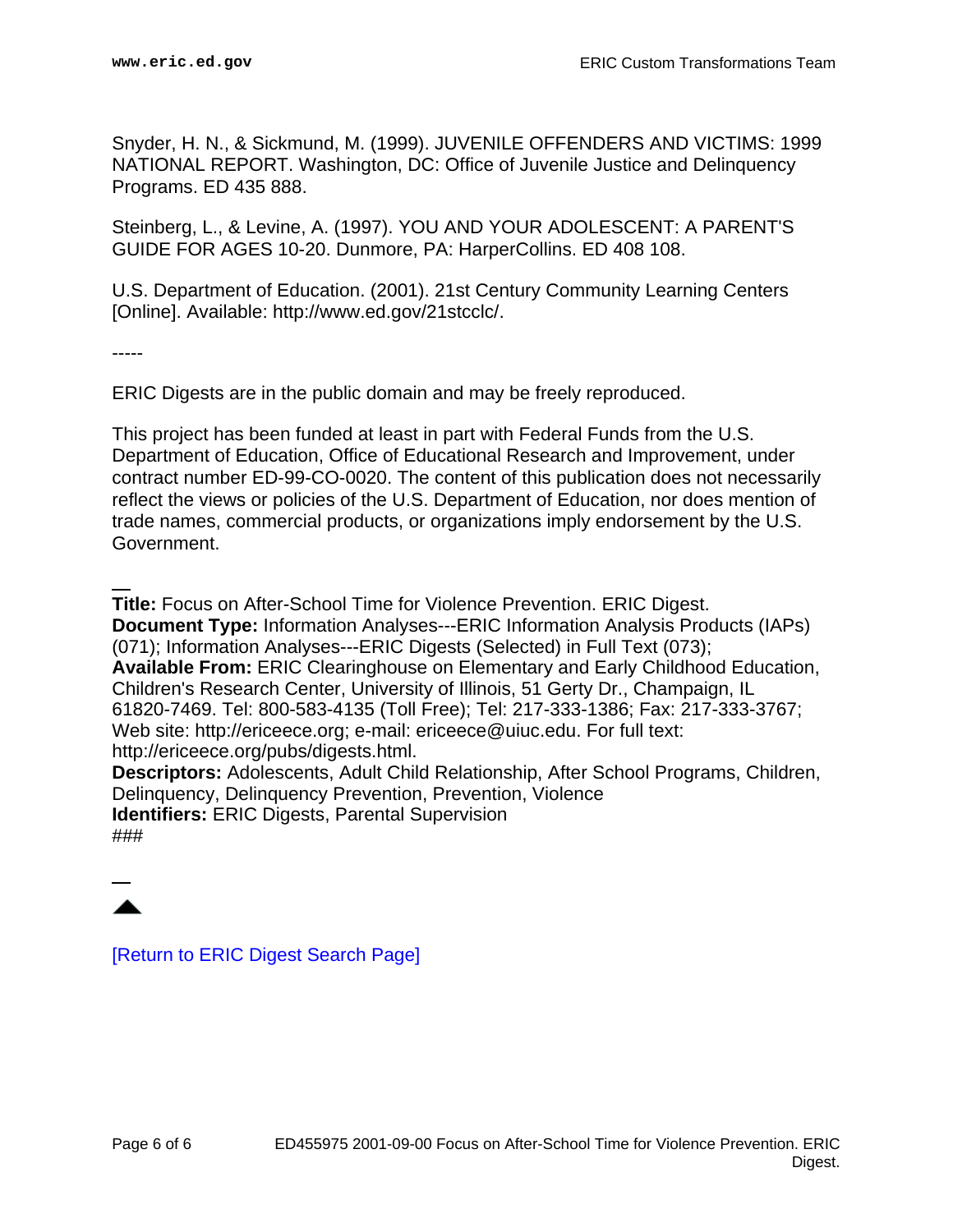Snyder, H. N., & Sickmund, M. (1999). JUVENILE OFFENDERS AND VICTIMS: 1999 NATIONAL REPORT. Washington, DC: Office of Juvenile Justice and Delinquency Programs. ED 435 888.

Steinberg, L., & Levine, A. (1997). YOU AND YOUR ADOLESCENT: A PARENT'S GUIDE FOR AGES 10-20. Dunmore, PA: HarperCollins. ED 408 108.

U.S. Department of Education. (2001). 21st Century Community Learning Centers [Online]. Available: http://www.ed.gov/21stcclc/.

-----

ERIC Digests are in the public domain and may be freely reproduced.

This project has been funded at least in part with Federal Funds from the U.S. Department of Education, Office of Educational Research and Improvement, under contract number ED-99-CO-0020. The content of this publication does not necessarily reflect the views or policies of the U.S. Department of Education, nor does mention of trade names, commercial products, or organizations imply endorsement by the U.S. Government.

---

**Title:** Focus on After-School Time for Violence Prevention. ERIC Digest.
**Document Type:** Information Analyses---ERIC Information Analysis Products (IAPs) (071); Information Analyses---ERIC Digests (Selected) in Full Text (073);
**Available From:** ERIC Clearinghouse on Elementary and Early Childhood Education, Children's Research Center, University of Illinois, 51 Gerty Dr., Champaign, IL 61820-7469. Tel: 800-583-4135 (Toll Free); Tel: 217-333-1386; Fax: 217-333-3767; Web site: http://ericeece.org; e-mail: ericeece@uiuc.edu. For full text: http://ericeece.org/pubs/digests.html.
**Descriptors:** Adolescents, Adult Child Relationship, After School Programs, Children, Delinquency, Delinquency Prevention, Prevention, Violence
**Identifiers:** ERIC Digests, Parental Supervision
###

---

[Return to ERIC Digest Search Page]